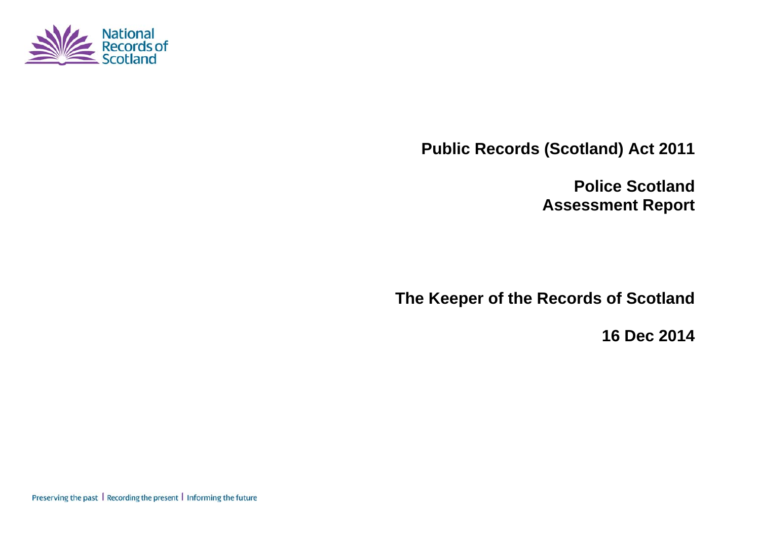National Records of Scotland

# Public Records (Scotland) Act 2011

# Police Scotland
# Assessment Report

## The Keeper of the Records of Scotland

**16 Dec 2014**

Preserving the past | Recording the present | Informing the future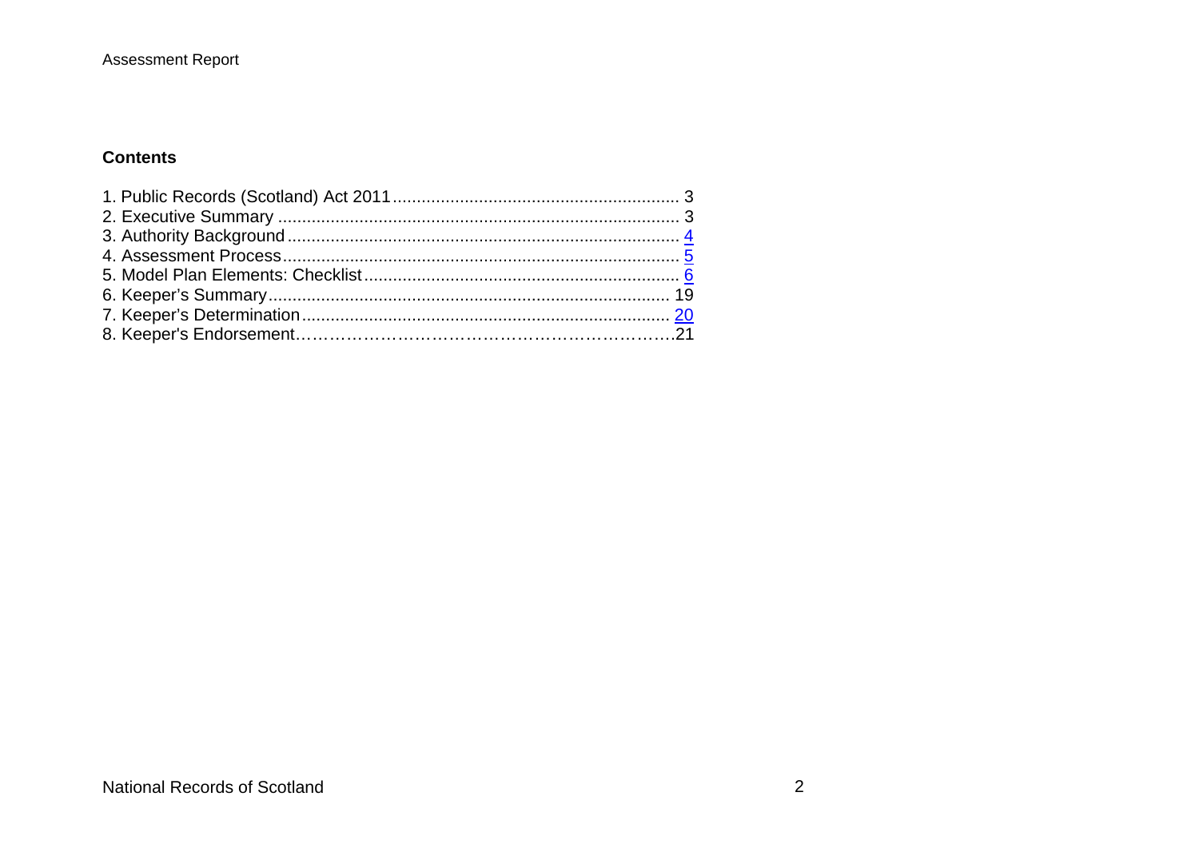## Contents

1. Public Records (Scotland) Act 2011 ........................................................... 3
2. Executive Summary .................................................................................. 3
3. Authority Background ............................................................................... 4
4. Assessment Process ................................................................................. 5
5. Model Plan Elements: Checklist ................................................................ 6
6. Keeper's Summary .................................................................................. 19
7. Keeper's Determination ........................................................................... 20
8. Keeper's Endorsement……………………………………………………….21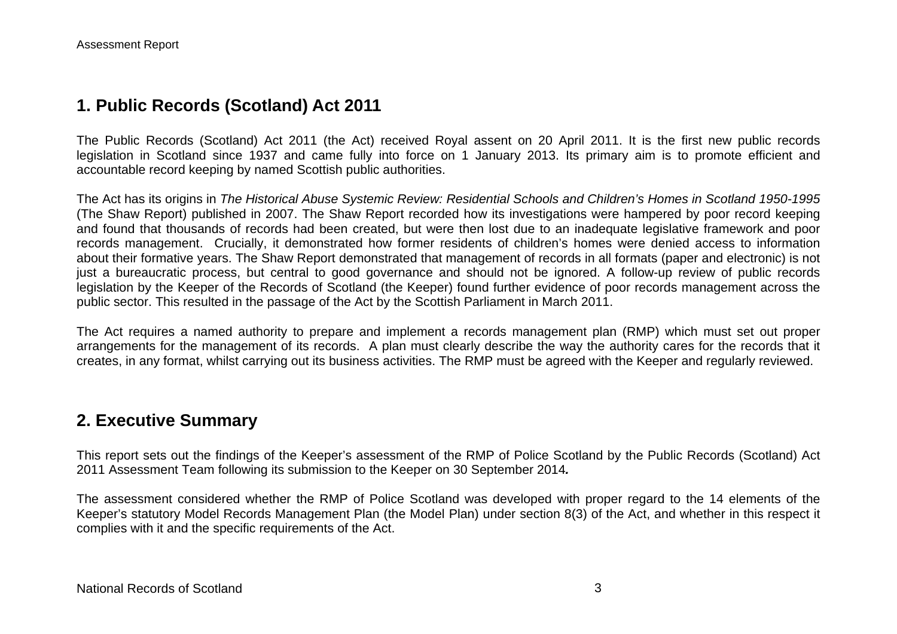## 1. Public Records (Scotland) Act 2011

The Public Records (Scotland) Act 2011 (the Act) received Royal assent on 20 April 2011. It is the first new public records legislation in Scotland since 1937 and came fully into force on 1 January 2013. Its primary aim is to promote efficient and accountable record keeping by named Scottish public authorities.

The Act has its origins in *The Historical Abuse Systemic Review: Residential Schools and Children's Homes in Scotland 1950-1995* (The Shaw Report) published in 2007. The Shaw Report recorded how its investigations were hampered by poor record keeping and found that thousands of records had been created, but were then lost due to an inadequate legislative framework and poor records management. Crucially, it demonstrated how former residents of children's homes were denied access to information about their formative years. The Shaw Report demonstrated that management of records in all formats (paper and electronic) is not just a bureaucratic process, but central to good governance and should not be ignored. A follow-up review of public records legislation by the Keeper of the Records of Scotland (the Keeper) found further evidence of poor records management across the public sector. This resulted in the passage of the Act by the Scottish Parliament in March 2011.

The Act requires a named authority to prepare and implement a records management plan (RMP) which must set out proper arrangements for the management of its records. A plan must clearly describe the way the authority cares for the records that it creates, in any format, whilst carrying out its business activities. The RMP must be agreed with the Keeper and regularly reviewed.

## 2. Executive Summary

This report sets out the findings of the Keeper's assessment of the RMP of Police Scotland by the Public Records (Scotland) Act 2011 Assessment Team following its submission to the Keeper on 30 September 2014***.***

The assessment considered whether the RMP of Police Scotland was developed with proper regard to the 14 elements of the Keeper's statutory Model Records Management Plan (the Model Plan) under section 8(3) of the Act, and whether in this respect it complies with it and the specific requirements of the Act.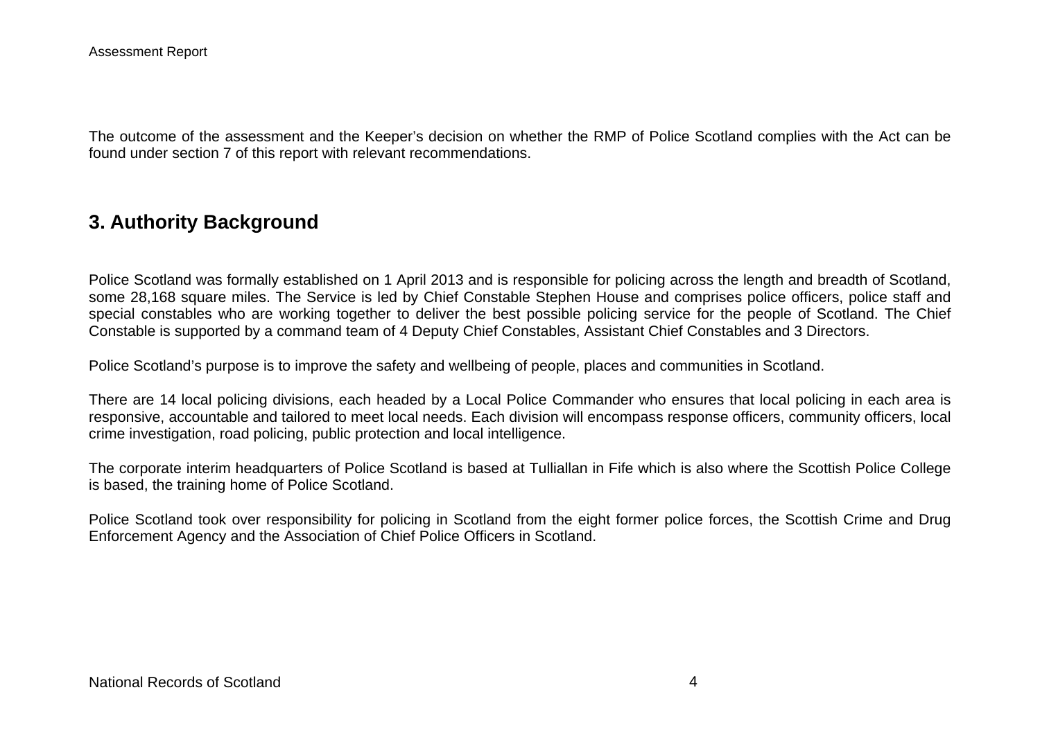The outcome of the assessment and the Keeper's decision on whether the RMP of Police Scotland complies with the Act can be found under section 7 of this report with relevant recommendations.

## 3. Authority Background

Police Scotland was formally established on 1 April 2013 and is responsible for policing across the length and breadth of Scotland, some 28,168 square miles. The Service is led by Chief Constable Stephen House and comprises police officers, police staff and special constables who are working together to deliver the best possible policing service for the people of Scotland. The Chief Constable is supported by a command team of 4 Deputy Chief Constables, Assistant Chief Constables and 3 Directors.

Police Scotland's purpose is to improve the safety and wellbeing of people, places and communities in Scotland.

There are 14 local policing divisions, each headed by a Local Police Commander who ensures that local policing in each area is responsive, accountable and tailored to meet local needs. Each division will encompass response officers, community officers, local crime investigation, road policing, public protection and local intelligence.

The corporate interim headquarters of Police Scotland is based at Tulliallan in Fife which is also where the Scottish Police College is based, the training home of Police Scotland.

Police Scotland took over responsibility for policing in Scotland from the eight former police forces, the Scottish Crime and Drug Enforcement Agency and the Association of Chief Police Officers in Scotland.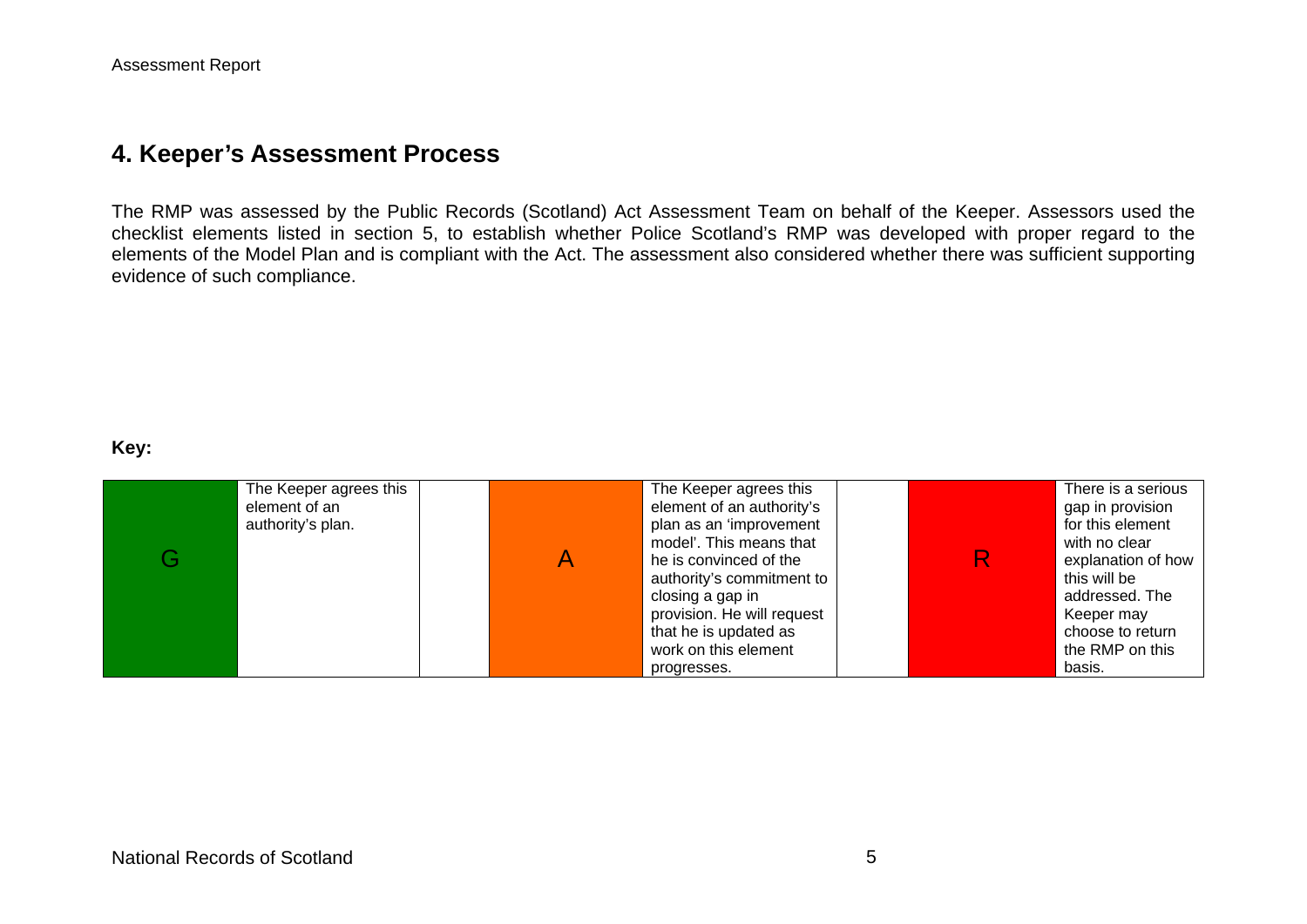## 4. Keeper's Assessment Process

The RMP was assessed by the Public Records (Scotland) Act Assessment Team on behalf of the Keeper. Assessors used the checklist elements listed in section 5, to establish whether Police Scotland's RMP was developed with proper regard to the elements of the Model Plan and is compliant with the Act. The assessment also considered whether there was sufficient supporting evidence of such compliance.

**Key:**

| | | | | | | | |
|---|---|---|---|---|---|---|---|
| G | The Keeper agrees this element of an authority's plan. | | A | The Keeper agrees this element of an authority's plan as an 'improvement model'. This means that he is convinced of the authority's commitment to closing a gap in provision. He will request that he is updated as work on this element progresses. | | R | There is a serious gap in provision for this element with no clear explanation of how this will be addressed. The Keeper may choose to return the RMP on this basis. |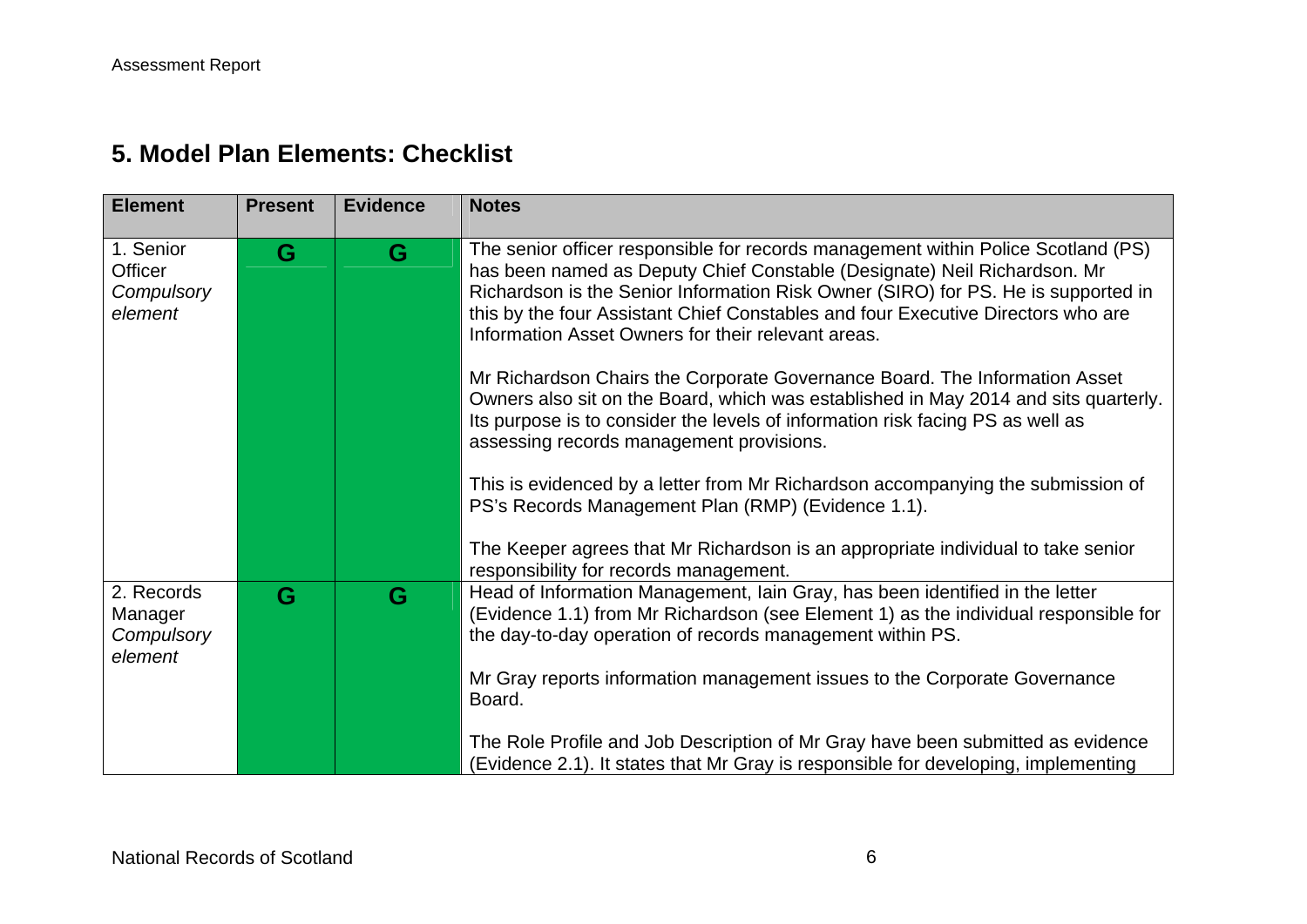## 5. Model Plan Elements: Checklist

| Element | Present | Evidence | Notes |
|---|---|---|---|
| 1. Senior Officer *Compulsory element* | G | G | The senior officer responsible for records management within Police Scotland (PS) has been named as Deputy Chief Constable (Designate) Neil Richardson. Mr Richardson is the Senior Information Risk Owner (SIRO) for PS. He is supported in this by the four Assistant Chief Constables and four Executive Directors who are Information Asset Owners for their relevant areas.<br><br>Mr Richardson Chairs the Corporate Governance Board. The Information Asset Owners also sit on the Board, which was established in May 2014 and sits quarterly. Its purpose is to consider the levels of information risk facing PS as well as assessing records management provisions.<br><br>This is evidenced by a letter from Mr Richardson accompanying the submission of PS's Records Management Plan (RMP) (Evidence 1.1).<br><br>The Keeper agrees that Mr Richardson is an appropriate individual to take senior responsibility for records management. |
| 2. Records Manager *Compulsory element* | G | G | Head of Information Management, Iain Gray, has been identified in the letter (Evidence 1.1) from Mr Richardson (see Element 1) as the individual responsible for the day-to-day operation of records management within PS.<br><br>Mr Gray reports information management issues to the Corporate Governance Board.<br><br>The Role Profile and Job Description of Mr Gray have been submitted as evidence (Evidence 2.1). It states that Mr Gray is responsible for developing, implementing |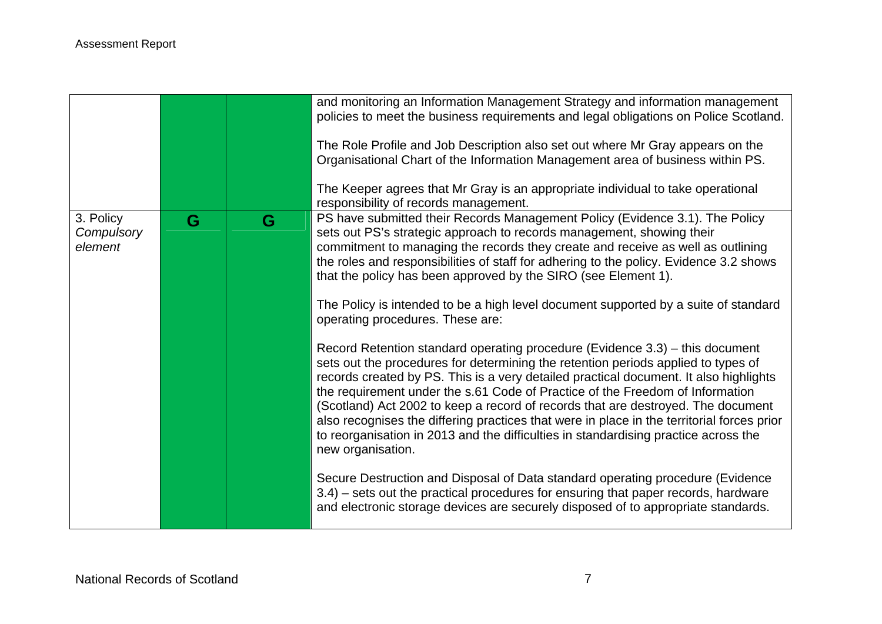| | | | |
|---|---|---|---|
| | | | and monitoring an Information Management Strategy and information management policies to meet the business requirements and legal obligations on Police Scotland.<br><br>The Role Profile and Job Description also set out where Mr Gray appears on the Organisational Chart of the Information Management area of business within PS.<br><br>The Keeper agrees that Mr Gray is an appropriate individual to take operational responsibility of records management. |
| 3. Policy *Compulsory element* | **G** | **G** | PS have submitted their Records Management Policy (Evidence 3.1). The Policy sets out PS's strategic approach to records management, showing their commitment to managing the records they create and receive as well as outlining the roles and responsibilities of staff for adhering to the policy. Evidence 3.2 shows that the policy has been approved by the SIRO (see Element 1).<br><br>The Policy is intended to be a high level document supported by a suite of standard operating procedures. These are:<br><br>Record Retention standard operating procedure (Evidence 3.3) – this document sets out the procedures for determining the retention periods applied to types of records created by PS. This is a very detailed practical document. It also highlights the requirement under the s.61 Code of Practice of the Freedom of Information (Scotland) Act 2002 to keep a record of records that are destroyed. The document also recognises the differing practices that were in place in the territorial forces prior to reorganisation in 2013 and the difficulties in standardising practice across the new organisation.<br><br>Secure Destruction and Disposal of Data standard operating procedure (Evidence 3.4) – sets out the practical procedures for ensuring that paper records, hardware and electronic storage devices are securely disposed of to appropriate standards. |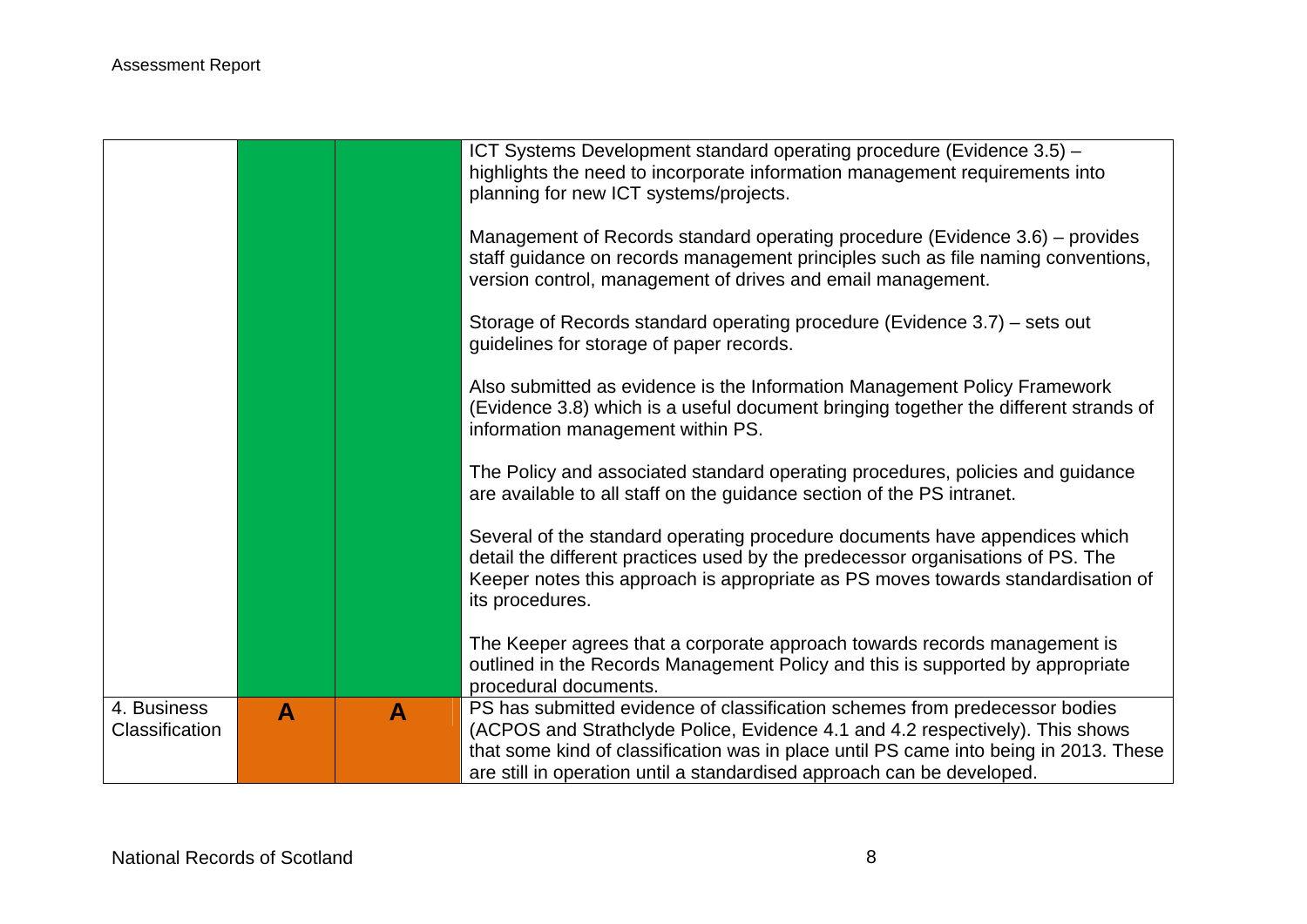| | | | |
|---|---|---|---|
| | | | ICT Systems Development standard operating procedure (Evidence 3.5) – highlights the need to incorporate information management requirements into planning for new ICT systems/projects.<br><br>Management of Records standard operating procedure (Evidence 3.6) – provides staff guidance on records management principles such as file naming conventions, version control, management of drives and email management.<br><br>Storage of Records standard operating procedure (Evidence 3.7) – sets out guidelines for storage of paper records.<br><br>Also submitted as evidence is the Information Management Policy Framework (Evidence 3.8) which is a useful document bringing together the different strands of information management within PS.<br><br>The Policy and associated standard operating procedures, policies and guidance are available to all staff on the guidance section of the PS intranet.<br><br>Several of the standard operating procedure documents have appendices which detail the different practices used by the predecessor organisations of PS. The Keeper notes this approach is appropriate as PS moves towards standardisation of its procedures.<br><br>The Keeper agrees that a corporate approach towards records management is outlined in the Records Management Policy and this is supported by appropriate procedural documents. |
| 4. Business Classification | **A** | **A** | PS has submitted evidence of classification schemes from predecessor bodies (ACPOS and Strathclyde Police, Evidence 4.1 and 4.2 respectively). This shows that some kind of classification was in place until PS came into being in 2013. These are still in operation until a standardised approach can be developed. |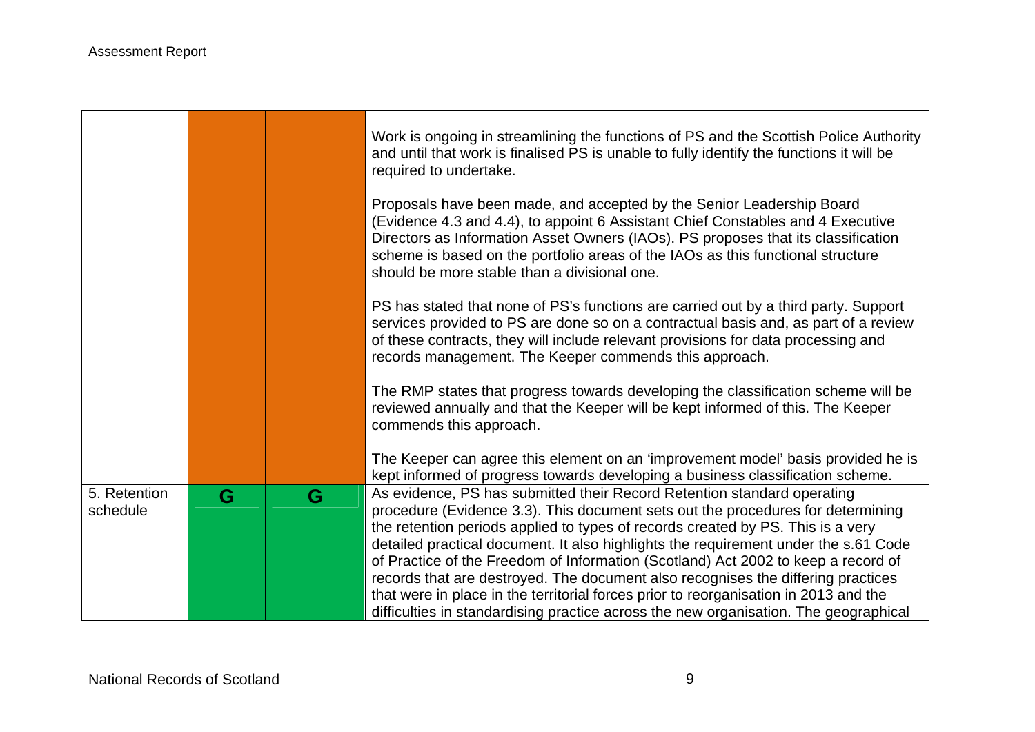| | | | |
|---|---|---|---|
| | | | Work is ongoing in streamlining the functions of PS and the Scottish Police Authority and until that work is finalised PS is unable to fully identify the functions it will be required to undertake.<br><br>Proposals have been made, and accepted by the Senior Leadership Board (Evidence 4.3 and 4.4), to appoint 6 Assistant Chief Constables and 4 Executive Directors as Information Asset Owners (IAOs). PS proposes that its classification scheme is based on the portfolio areas of the IAOs as this functional structure should be more stable than a divisional one.<br><br>PS has stated that none of PS's functions are carried out by a third party. Support services provided to PS are done so on a contractual basis and, as part of a review of these contracts, they will include relevant provisions for data processing and records management. The Keeper commends this approach.<br><br>The RMP states that progress towards developing the classification scheme will be reviewed annually and that the Keeper will be kept informed of this. The Keeper commends this approach.<br><br>The Keeper can agree this element on an 'improvement model' basis provided he is kept informed of progress towards developing a business classification scheme. |
| 5. Retention schedule | G | G | As evidence, PS has submitted their Record Retention standard operating procedure (Evidence 3.3). This document sets out the procedures for determining the retention periods applied to types of records created by PS. This is a very detailed practical document. It also highlights the requirement under the s.61 Code of Practice of the Freedom of Information (Scotland) Act 2002 to keep a record of records that are destroyed. The document also recognises the differing practices that were in place in the territorial forces prior to reorganisation in 2013 and the difficulties in standardising practice across the new organisation. The geographical |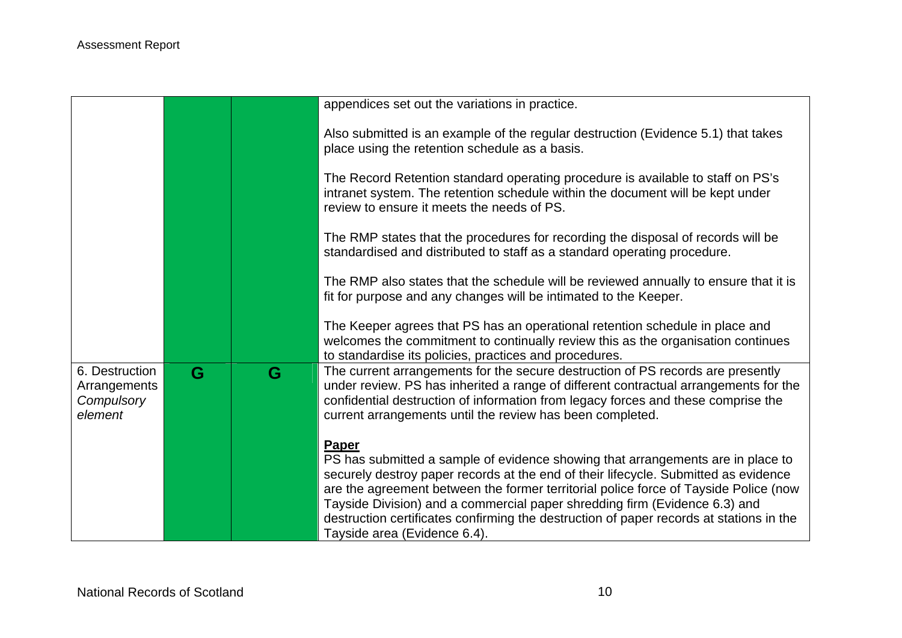| | | | |
|---|---|---|---|
| | | | appendices set out the variations in practice.<br><br>Also submitted is an example of the regular destruction (Evidence 5.1) that takes place using the retention schedule as a basis.<br><br>The Record Retention standard operating procedure is available to staff on PS's intranet system. The retention schedule within the document will be kept under review to ensure it meets the needs of PS.<br><br>The RMP states that the procedures for recording the disposal of records will be standardised and distributed to staff as a standard operating procedure.<br><br>The RMP also states that the schedule will be reviewed annually to ensure that it is fit for purpose and any changes will be intimated to the Keeper.<br><br>The Keeper agrees that PS has an operational retention schedule in place and welcomes the commitment to continually review this as the organisation continues to standardise its policies, practices and procedures. |
| 6. Destruction Arrangements *Compulsory element* | **G** | **G** | The current arrangements for the secure destruction of PS records are presently under review. PS has inherited a range of different contractual arrangements for the confidential destruction of information from legacy forces and these comprise the current arrangements until the review has been completed.<br><br>**Paper**<br>PS has submitted a sample of evidence showing that arrangements are in place to securely destroy paper records at the end of their lifecycle. Submitted as evidence are the agreement between the former territorial police force of Tayside Police (now Tayside Division) and a commercial paper shredding firm (Evidence 6.3) and destruction certificates confirming the destruction of paper records at stations in the Tayside area (Evidence 6.4). |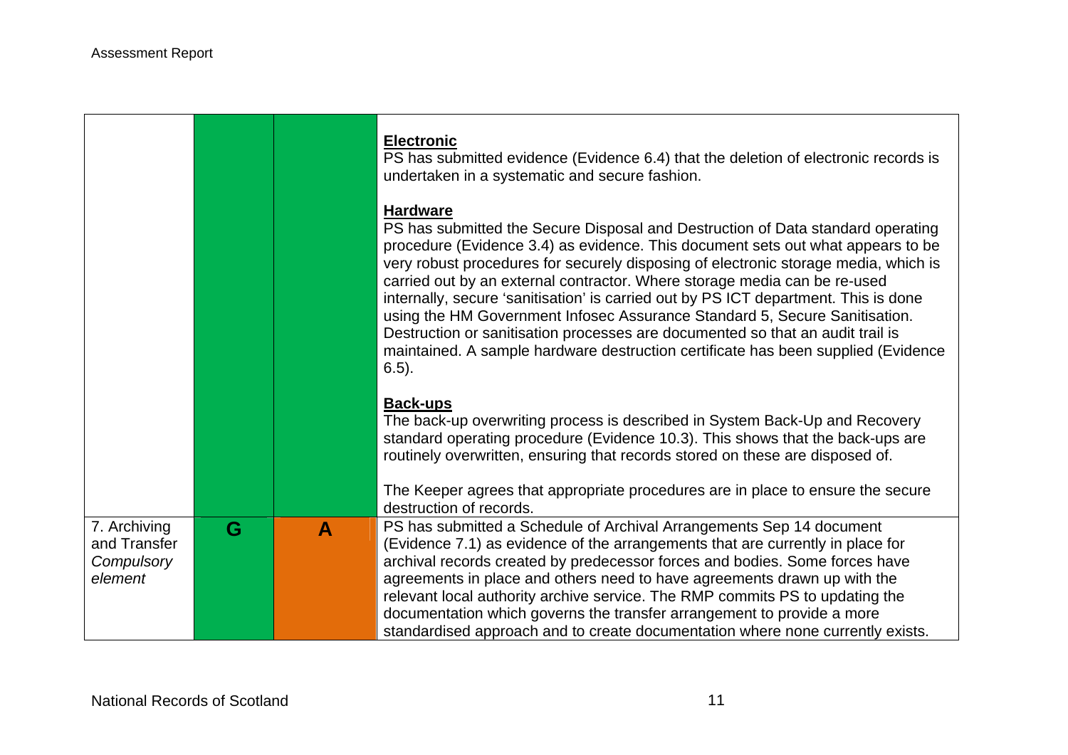| | | | |
|---|---|---|---|
| | | | **Electronic**<br>PS has submitted evidence (Evidence 6.4) that the deletion of electronic records is undertaken in a systematic and secure fashion.<br><br>**Hardware**<br>PS has submitted the Secure Disposal and Destruction of Data standard operating procedure (Evidence 3.4) as evidence. This document sets out what appears to be very robust procedures for securely disposing of electronic storage media, which is carried out by an external contractor. Where storage media can be re-used internally, secure 'sanitisation' is carried out by PS ICT department. This is done using the HM Government Infosec Assurance Standard 5, Secure Sanitisation. Destruction or sanitisation processes are documented so that an audit trail is maintained. A sample hardware destruction certificate has been supplied (Evidence 6.5).<br><br>**Back-ups**<br>The back-up overwriting process is described in System Back-Up and Recovery standard operating procedure (Evidence 10.3). This shows that the back-ups are routinely overwritten, ensuring that records stored on these are disposed of.<br><br>The Keeper agrees that appropriate procedures are in place to ensure the secure destruction of records. |
| 7. Archiving and Transfer *Compulsory element* | **G** | **A** | PS has submitted a Schedule of Archival Arrangements Sep 14 document (Evidence 7.1) as evidence of the arrangements that are currently in place for archival records created by predecessor forces and bodies. Some forces have agreements in place and others need to have agreements drawn up with the relevant local authority archive service. The RMP commits PS to updating the documentation which governs the transfer arrangement to provide a more standardised approach and to create documentation where none currently exists. |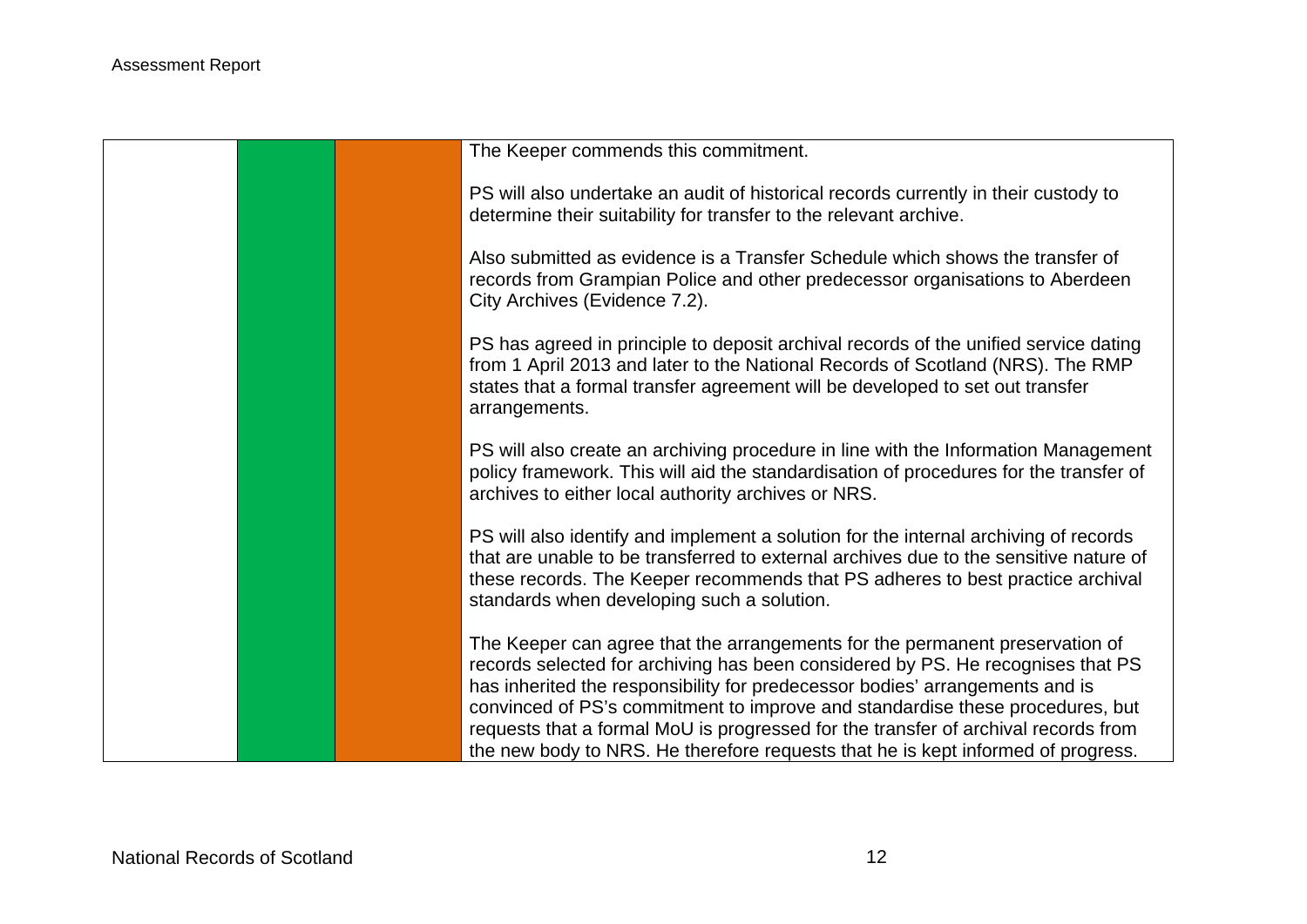| | | | |
|---|---|---|---|
| | | | The Keeper commends this commitment.<br><br>PS will also undertake an audit of historical records currently in their custody to determine their suitability for transfer to the relevant archive.<br><br>Also submitted as evidence is a Transfer Schedule which shows the transfer of records from Grampian Police and other predecessor organisations to Aberdeen City Archives (Evidence 7.2).<br><br>PS has agreed in principle to deposit archival records of the unified service dating from 1 April 2013 and later to the National Records of Scotland (NRS). The RMP states that a formal transfer agreement will be developed to set out transfer arrangements.<br><br>PS will also create an archiving procedure in line with the Information Management policy framework. This will aid the standardisation of procedures for the transfer of archives to either local authority archives or NRS.<br><br>PS will also identify and implement a solution for the internal archiving of records that are unable to be transferred to external archives due to the sensitive nature of these records. The Keeper recommends that PS adheres to best practice archival standards when developing such a solution.<br><br>The Keeper can agree that the arrangements for the permanent preservation of records selected for archiving has been considered by PS. He recognises that PS has inherited the responsibility for predecessor bodies' arrangements and is convinced of PS's commitment to improve and standardise these procedures, but requests that a formal MoU is progressed for the transfer of archival records from the new body to NRS. He therefore requests that he is kept informed of progress. |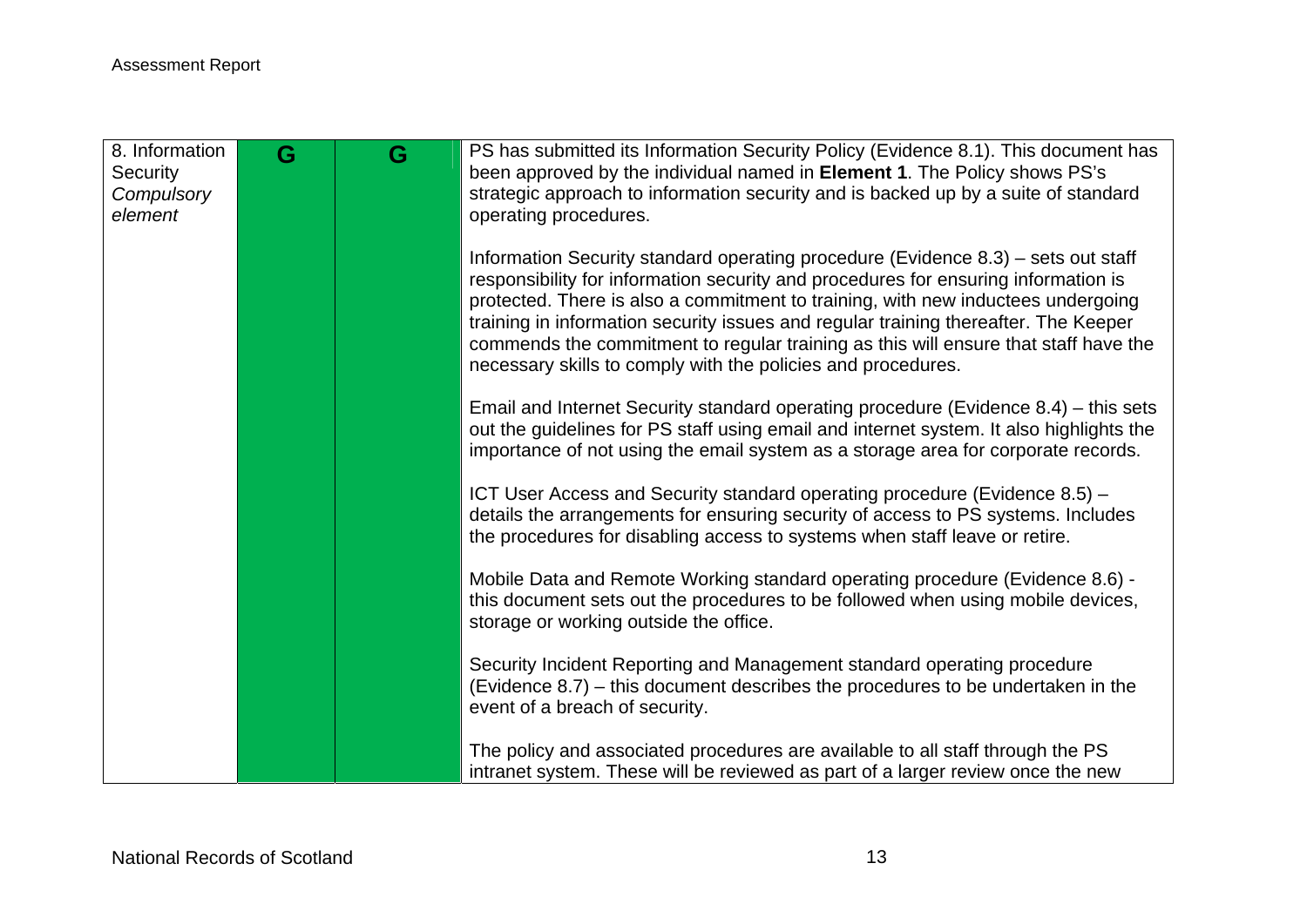| 8. Information Security *Compulsory element* | G | G | PS has submitted its Information Security Policy (Evidence 8.1). This document has been approved by the individual named in **Element 1**. The Policy shows PS's strategic approach to information security and is backed up by a suite of standard operating procedures.<br><br>Information Security standard operating procedure (Evidence 8.3) – sets out staff responsibility for information security and procedures for ensuring information is protected. There is also a commitment to training, with new inductees undergoing training in information security issues and regular training thereafter. The Keeper commends the commitment to regular training as this will ensure that staff have the necessary skills to comply with the policies and procedures.<br><br>Email and Internet Security standard operating procedure (Evidence 8.4) – this sets out the guidelines for PS staff using email and internet system. It also highlights the importance of not using the email system as a storage area for corporate records.<br><br>ICT User Access and Security standard operating procedure (Evidence 8.5) – details the arrangements for ensuring security of access to PS systems. Includes the procedures for disabling access to systems when staff leave or retire.<br><br>Mobile Data and Remote Working standard operating procedure (Evidence 8.6) - this document sets out the procedures to be followed when using mobile devices, storage or working outside the office.<br><br>Security Incident Reporting and Management standard operating procedure (Evidence 8.7) – this document describes the procedures to be undertaken in the event of a breach of security.<br><br>The policy and associated procedures are available to all staff through the PS intranet system. These will be reviewed as part of a larger review once the new |
|---|---|---|---|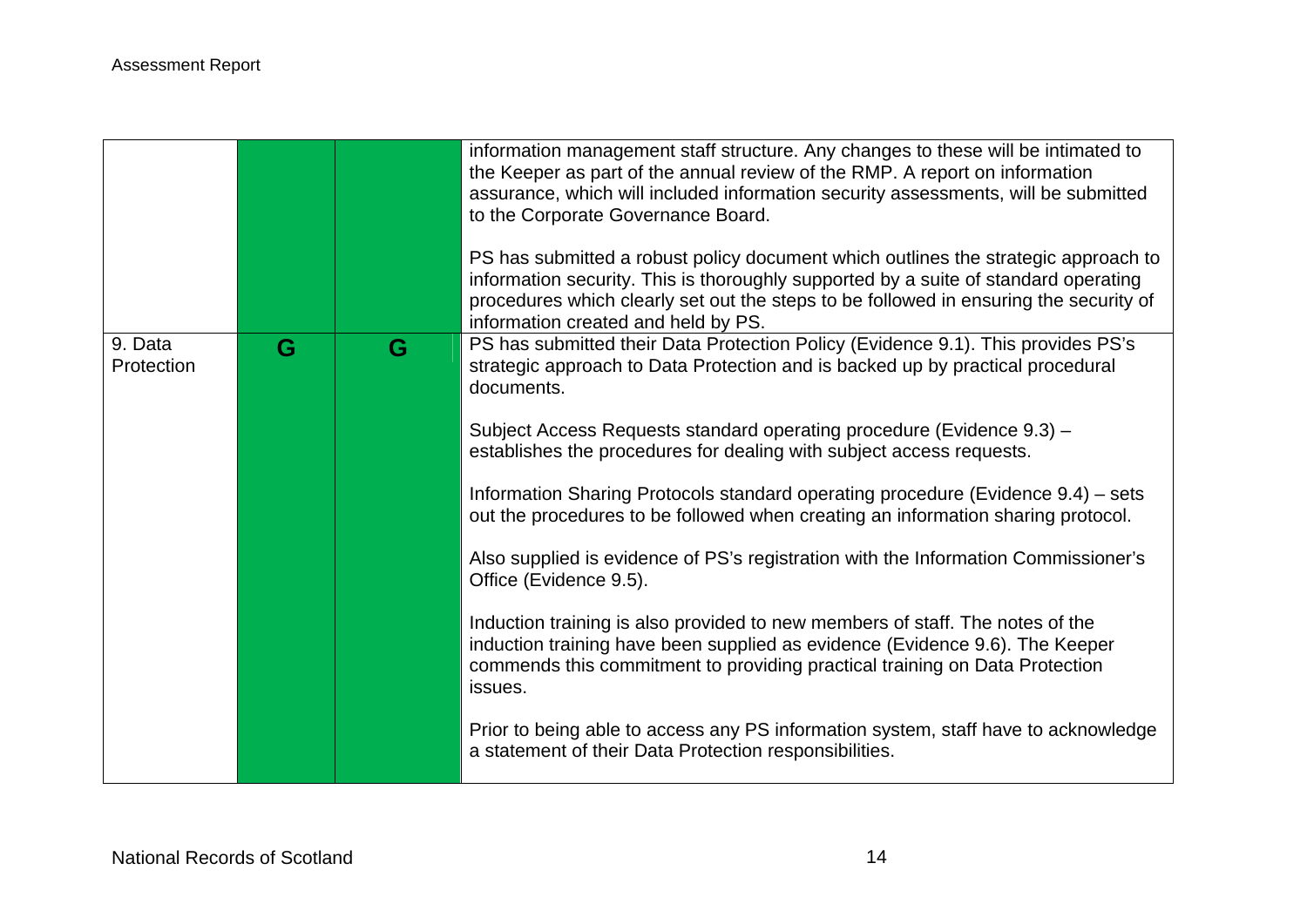| | | | |
|---|---|---|---|
| | | | information management staff structure. Any changes to these will be intimated to the Keeper as part of the annual review of the RMP. A report on information assurance, which will included information security assessments, will be submitted to the Corporate Governance Board.<br><br>PS has submitted a robust policy document which outlines the strategic approach to information security. This is thoroughly supported by a suite of standard operating procedures which clearly set out the steps to be followed in ensuring the security of information created and held by PS. |
| 9. Data Protection | G | G | PS has submitted their Data Protection Policy (Evidence 9.1). This provides PS's strategic approach to Data Protection and is backed up by practical procedural documents.<br><br>Subject Access Requests standard operating procedure (Evidence 9.3) – establishes the procedures for dealing with subject access requests.<br><br>Information Sharing Protocols standard operating procedure (Evidence 9.4) – sets out the procedures to be followed when creating an information sharing protocol.<br><br>Also supplied is evidence of PS's registration with the Information Commissioner's Office (Evidence 9.5).<br><br>Induction training is also provided to new members of staff. The notes of the induction training have been supplied as evidence (Evidence 9.6). The Keeper commends this commitment to providing practical training on Data Protection issues.<br><br>Prior to being able to access any PS information system, staff have to acknowledge a statement of their Data Protection responsibilities. |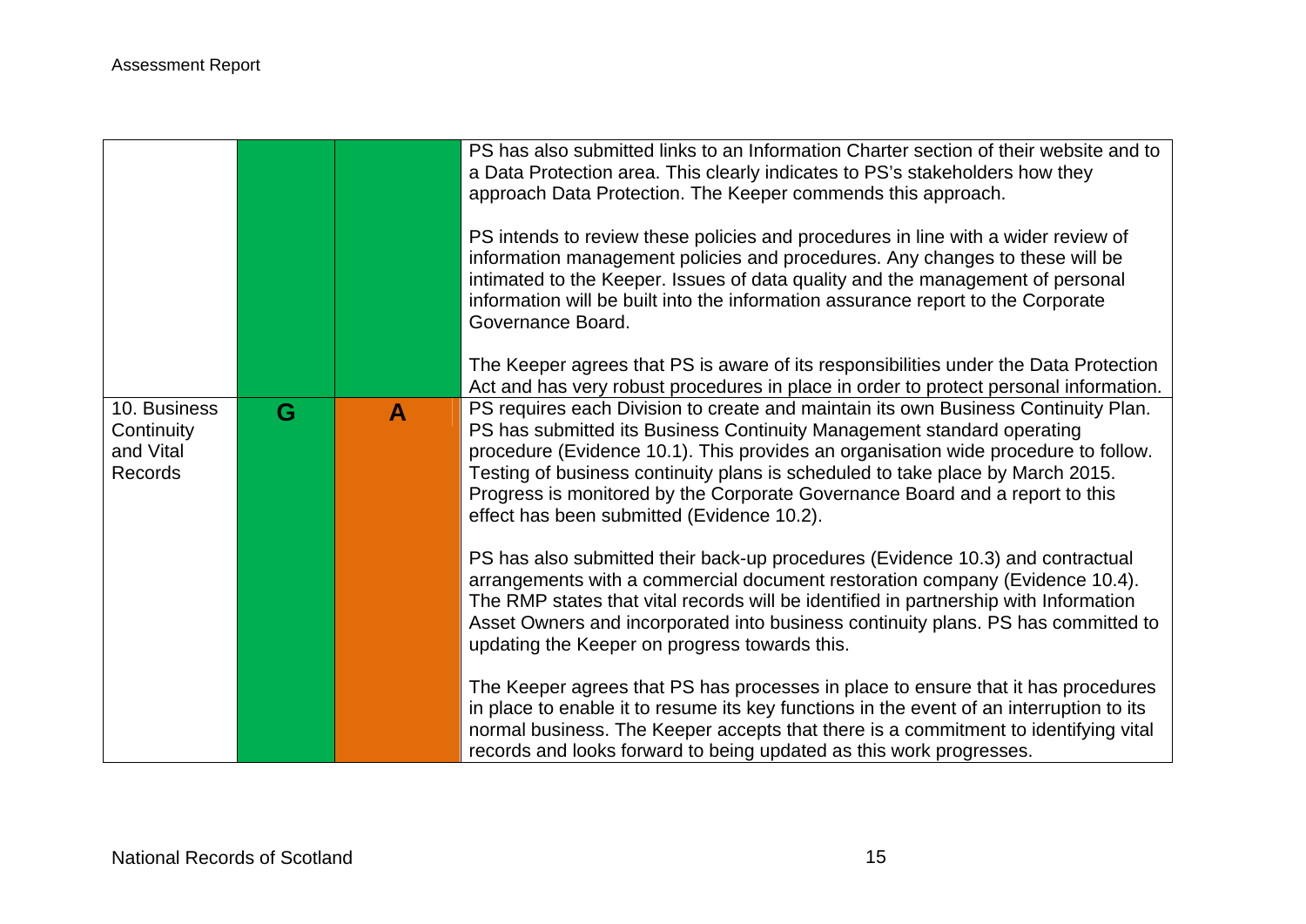| | | | |
|---|---|---|---|
| | | | PS has also submitted links to an Information Charter section of their website and to a Data Protection area. This clearly indicates to PS's stakeholders how they approach Data Protection. The Keeper commends this approach.<br><br>PS intends to review these policies and procedures in line with a wider review of information management policies and procedures. Any changes to these will be intimated to the Keeper. Issues of data quality and the management of personal information will be built into the information assurance report to the Corporate Governance Board.<br><br>The Keeper agrees that PS is aware of its responsibilities under the Data Protection Act and has very robust procedures in place in order to protect personal information. |
| 10. Business Continuity and Vital Records | **G** | **A** | PS requires each Division to create and maintain its own Business Continuity Plan. PS has submitted its Business Continuity Management standard operating procedure (Evidence 10.1). This provides an organisation wide procedure to follow. Testing of business continuity plans is scheduled to take place by March 2015. Progress is monitored by the Corporate Governance Board and a report to this effect has been submitted (Evidence 10.2).<br><br>PS has also submitted their back-up procedures (Evidence 10.3) and contractual arrangements with a commercial document restoration company (Evidence 10.4). The RMP states that vital records will be identified in partnership with Information Asset Owners and incorporated into business continuity plans. PS has committed to updating the Keeper on progress towards this.<br><br>The Keeper agrees that PS has processes in place to ensure that it has procedures in place to enable it to resume its key functions in the event of an interruption to its normal business. The Keeper accepts that there is a commitment to identifying vital records and looks forward to being updated as this work progresses. |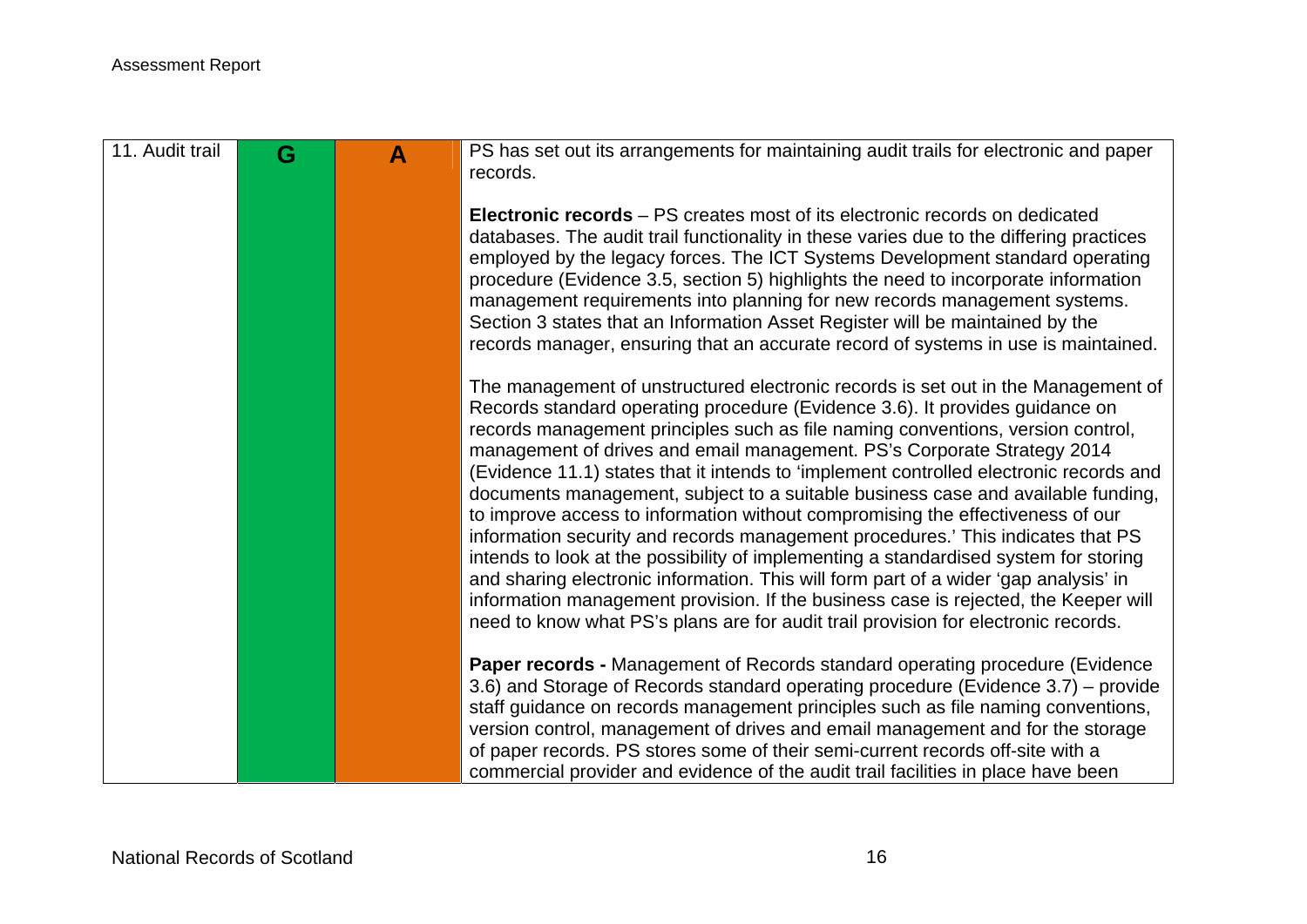| 11. Audit trail | G | A | PS has set out its arrangements for maintaining audit trails for electronic and paper records.<br><br>**Electronic records** – PS creates most of its electronic records on dedicated databases. The audit trail functionality in these varies due to the differing practices employed by the legacy forces. The ICT Systems Development standard operating procedure (Evidence 3.5, section 5) highlights the need to incorporate information management requirements into planning for new records management systems. Section 3 states that an Information Asset Register will be maintained by the records manager, ensuring that an accurate record of systems in use is maintained.<br><br>The management of unstructured electronic records is set out in the Management of Records standard operating procedure (Evidence 3.6). It provides guidance on records management principles such as file naming conventions, version control, management of drives and email management. PS's Corporate Strategy 2014 (Evidence 11.1) states that it intends to 'implement controlled electronic records and documents management, subject to a suitable business case and available funding, to improve access to information without compromising the effectiveness of our information security and records management procedures.' This indicates that PS intends to look at the possibility of implementing a standardised system for storing and sharing electronic information. This will form part of a wider 'gap analysis' in information management provision. If the business case is rejected, the Keeper will need to know what PS's plans are for audit trail provision for electronic records.<br><br>**Paper records -** Management of Records standard operating procedure (Evidence 3.6) and Storage of Records standard operating procedure (Evidence 3.7) – provide staff guidance on records management principles such as file naming conventions, version control, management of drives and email management and for the storage of paper records. PS stores some of their semi-current records off-site with a commercial provider and evidence of the audit trail facilities in place have been |
|---|---|---|---|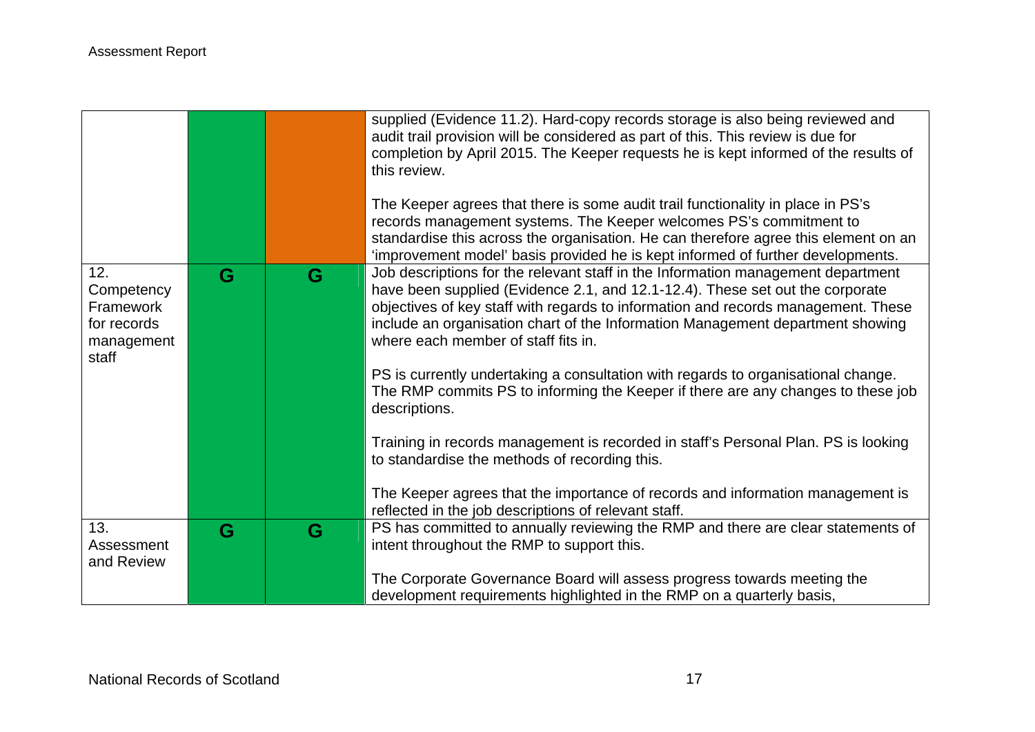| | | | |
|---|---|---|---|
| | | | supplied (Evidence 11.2). Hard-copy records storage is also being reviewed and audit trail provision will be considered as part of this. This review is due for completion by April 2015. The Keeper requests he is kept informed of the results of this review.<br><br>The Keeper agrees that there is some audit trail functionality in place in PS's records management systems. The Keeper welcomes PS's commitment to standardise this across the organisation. He can therefore agree this element on an 'improvement model' basis provided he is kept informed of further developments. |
| 12. Competency Framework for records management staff | G | G | Job descriptions for the relevant staff in the Information management department have been supplied (Evidence 2.1, and 12.1-12.4). These set out the corporate objectives of key staff with regards to information and records management. These include an organisation chart of the Information Management department showing where each member of staff fits in.<br><br>PS is currently undertaking a consultation with regards to organisational change. The RMP commits PS to informing the Keeper if there are any changes to these job descriptions.<br><br>Training in records management is recorded in staff's Personal Plan. PS is looking to standardise the methods of recording this.<br><br>The Keeper agrees that the importance of records and information management is reflected in the job descriptions of relevant staff. |
| 13. Assessment and Review | G | G | PS has committed to annually reviewing the RMP and there are clear statements of intent throughout the RMP to support this.<br><br>The Corporate Governance Board will assess progress towards meeting the development requirements highlighted in the RMP on a quarterly basis, |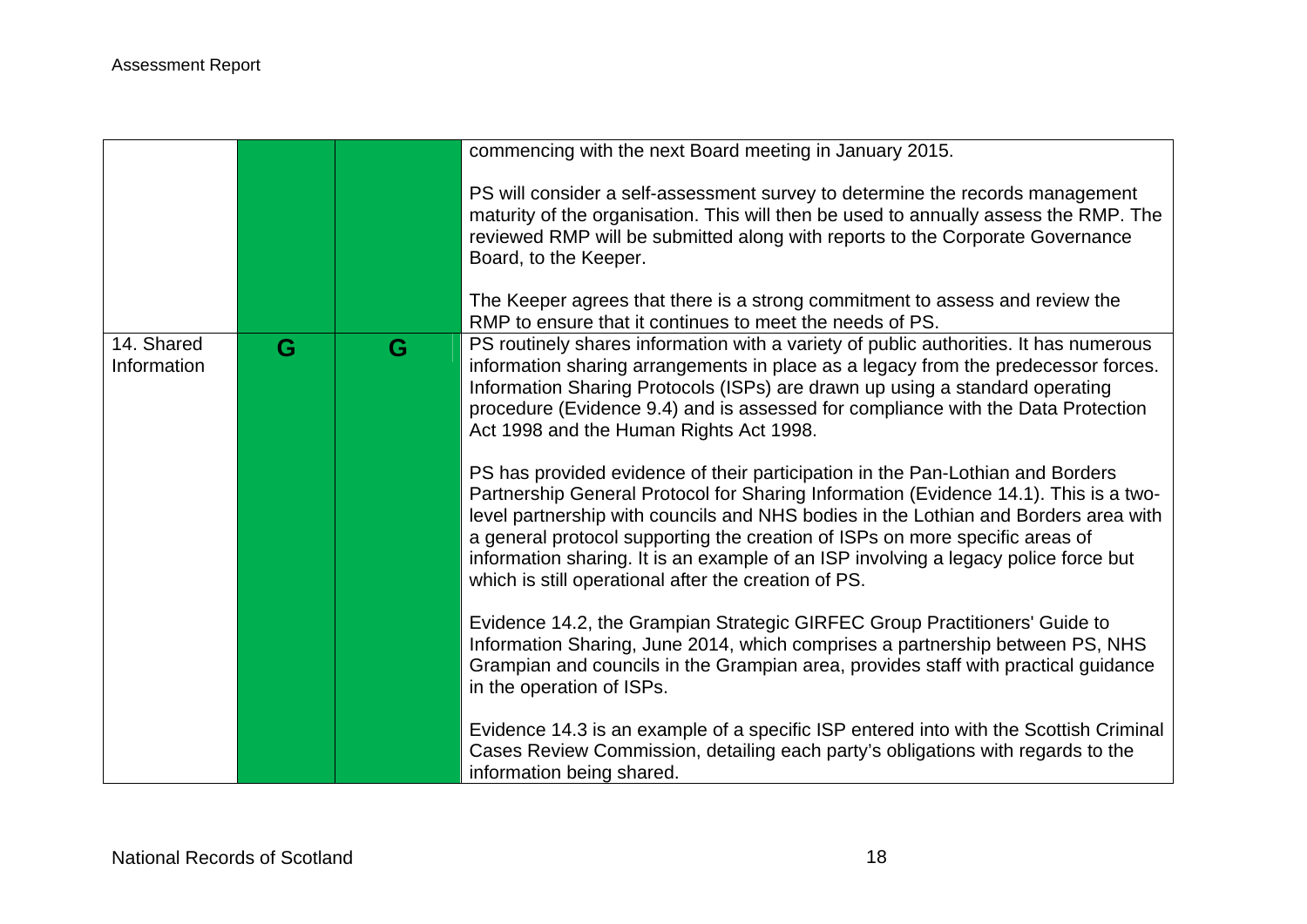| | | | |
|---|---|---|---|
| | | | commencing with the next Board meeting in January 2015.<br><br>PS will consider a self-assessment survey to determine the records management maturity of the organisation. This will then be used to annually assess the RMP. The reviewed RMP will be submitted along with reports to the Corporate Governance Board, to the Keeper.<br><br>The Keeper agrees that there is a strong commitment to assess and review the RMP to ensure that it continues to meet the needs of PS. |
| 14. Shared Information | G | G | PS routinely shares information with a variety of public authorities. It has numerous information sharing arrangements in place as a legacy from the predecessor forces. Information Sharing Protocols (ISPs) are drawn up using a standard operating procedure (Evidence 9.4) and is assessed for compliance with the Data Protection Act 1998 and the Human Rights Act 1998.<br><br>PS has provided evidence of their participation in the Pan-Lothian and Borders Partnership General Protocol for Sharing Information (Evidence 14.1). This is a two-level partnership with councils and NHS bodies in the Lothian and Borders area with a general protocol supporting the creation of ISPs on more specific areas of information sharing. It is an example of an ISP involving a legacy police force but which is still operational after the creation of PS.<br><br>Evidence 14.2, the Grampian Strategic GIRFEC Group Practitioners' Guide to Information Sharing, June 2014, which comprises a partnership between PS, NHS Grampian and councils in the Grampian area, provides staff with practical guidance in the operation of ISPs.<br><br>Evidence 14.3 is an example of a specific ISP entered into with the Scottish Criminal Cases Review Commission, detailing each party's obligations with regards to the information being shared. |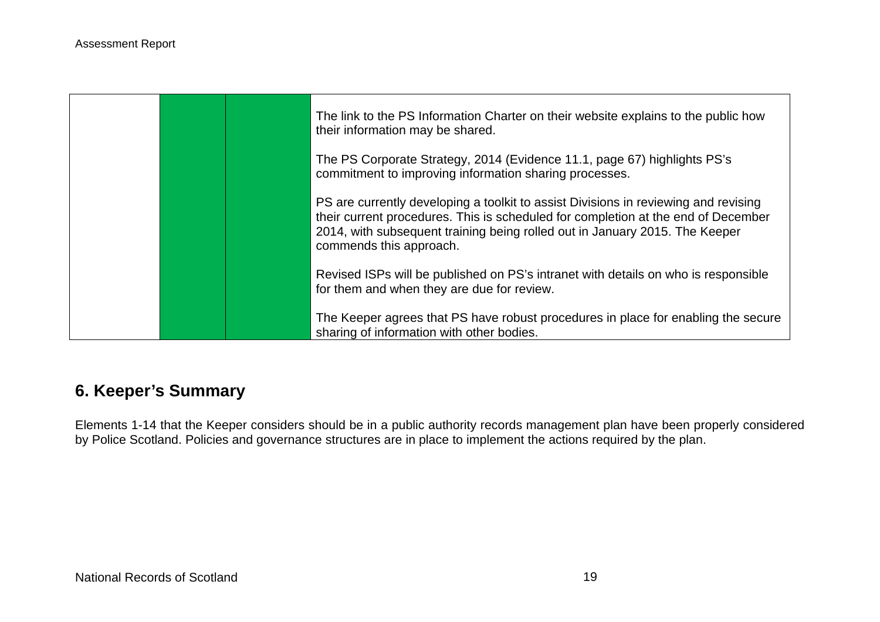| | | | |
|---|---|---|---|
| | | | The link to the PS Information Charter on their website explains to the public how their information may be shared.<br><br>The PS Corporate Strategy, 2014 (Evidence 11.1, page 67) highlights PS's commitment to improving information sharing processes.<br><br>PS are currently developing a toolkit to assist Divisions in reviewing and revising their current procedures. This is scheduled for completion at the end of December 2014, with subsequent training being rolled out in January 2015. The Keeper commends this approach.<br><br>Revised ISPs will be published on PS's intranet with details on who is responsible for them and when they are due for review.<br><br>The Keeper agrees that PS have robust procedures in place for enabling the secure sharing of information with other bodies. |

## 6. Keeper's Summary

Elements 1-14 that the Keeper considers should be in a public authority records management plan have been properly considered by Police Scotland. Policies and governance structures are in place to implement the actions required by the plan.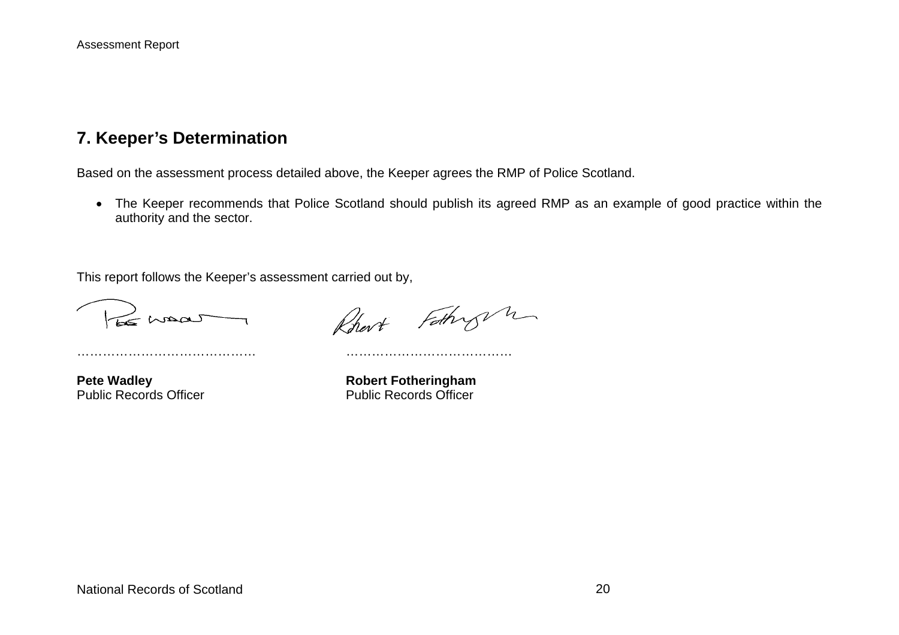## 7. Keeper's Determination

Based on the assessment process detailed above, the Keeper agrees the RMP of Police Scotland.

- The Keeper recommends that Police Scotland should publish its agreed RMP as an example of good practice within the authority and the sector.

This report follows the Keeper's assessment carried out by,

…………………………………… ……………………………………

**Pete Wadley**
Public Records Officer

**Robert Fotheringham**
Public Records Officer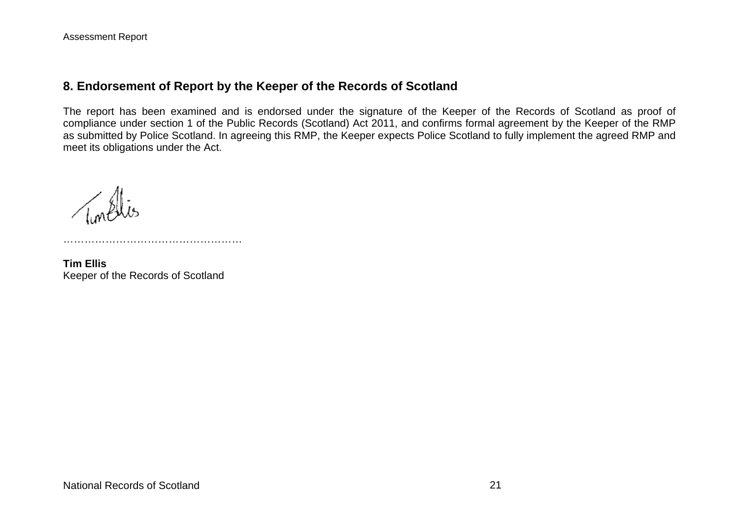## 8. Endorsement of Report by the Keeper of the Records of Scotland

The report has been examined and is endorsed under the signature of the Keeper of the Records of Scotland as proof of compliance under section 1 of the Public Records (Scotland) Act 2011, and confirms formal agreement by the Keeper of the RMP as submitted by Police Scotland. In agreeing this RMP, the Keeper expects Police Scotland to fully implement the agreed RMP and meet its obligations under the Act.

……………………………………………

**Tim Ellis**
Keeper of the Records of Scotland